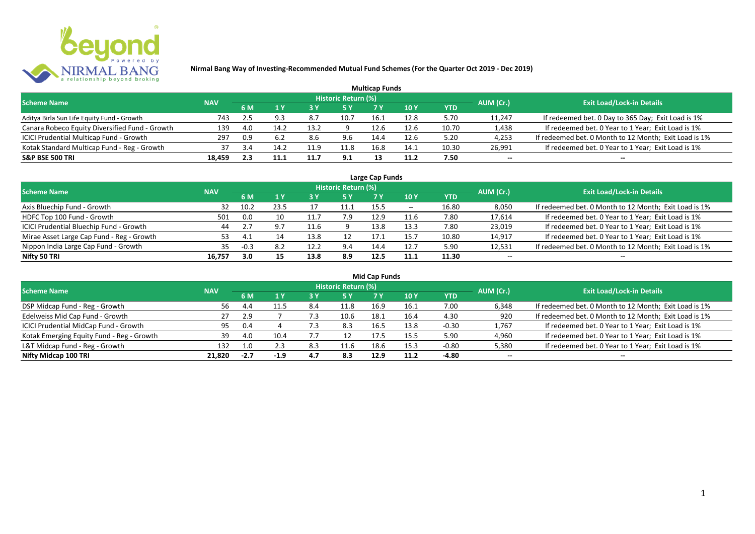# Nirmal Bang Way of Investing-Recommended Mutual Fund Schemes (For the Quarter Oct 2019 - Dec 2019)

## Multicap Funds

| Scheme Name | NAV | Historic Return (%) | | | | | | | AUM (Cr.) | Exit Load/Lock-in Details |
|---|---|---|---|---|---|---|---|---|---|---|
| | | 6 M | 1 Y | 3 Y | 5 Y | 7 Y | 10 Y | YTD | | |
| Aditya Birla Sun Life Equity Fund - Growth | 743 | 2.5 | 9.3 | 8.7 | 10.7 | 16.1 | 12.8 | 5.70 | 11,247 | If redeemed bet. 0 Day to 365 Day; Exit Load is 1% |
| Canara Robeco Equity Diversified Fund - Growth | 139 | 4.0 | 14.2 | 13.2 | 9 | 12.6 | 12.6 | 10.70 | 1,438 | If redeemed bet. 0 Year to 1 Year; Exit Load is 1% |
| ICICI Prudential Multicap Fund - Growth | 297 | 0.9 | 6.2 | 8.6 | 9.6 | 14.4 | 12.6 | 5.20 | 4,253 | If redeemed bet. 0 Month to 12 Month; Exit Load is 1% |
| Kotak Standard Multicap Fund - Reg - Growth | 37 | 3.4 | 14.2 | 11.9 | 11.8 | 16.8 | 14.1 | 10.30 | 26,991 | If redeemed bet. 0 Year to 1 Year; Exit Load is 1% |
| **S&P BSE 500 TRI** | **18,459** | **2.3** | **11.1** | **11.7** | **9.1** | **13** | **11.2** | **7.50** | -- | -- |

## Large Cap Funds

| Scheme Name | NAV | Historic Return (%) | | | | | | | AUM (Cr.) | Exit Load/Lock-in Details |
|---|---|---|---|---|---|---|---|---|---|---|
| | | 6 M | 1 Y | 3 Y | 5 Y | 7 Y | 10 Y | YTD | | |
| Axis Bluechip Fund - Growth | 32 | 10.2 | 23.5 | 17 | 11.1 | 15.5 | -- | 16.80 | 8,050 | If redeemed bet. 0 Month to 12 Month; Exit Load is 1% |
| HDFC Top 100 Fund - Growth | 501 | 0.0 | 10 | 11.7 | 7.9 | 12.9 | 11.6 | 7.80 | 17,614 | If redeemed bet. 0 Year to 1 Year; Exit Load is 1% |
| ICICI Prudential Bluechip Fund - Growth | 44 | 2.7 | 9.7 | 11.6 | 9 | 13.8 | 13.3 | 7.80 | 23,019 | If redeemed bet. 0 Year to 1 Year; Exit Load is 1% |
| Mirae Asset Large Cap Fund - Reg - Growth | 53 | 4.1 | 14 | 13.8 | 12 | 17.1 | 15.7 | 10.80 | 14,917 | If redeemed bet. 0 Year to 1 Year; Exit Load is 1% |
| Nippon India Large Cap Fund - Growth | 35 | -0.3 | 8.2 | 12.2 | 9.4 | 14.4 | 12.7 | 5.90 | 12,531 | If redeemed bet. 0 Month to 12 Month; Exit Load is 1% |
| **Nifty 50 TRI** | **16,757** | **3.0** | **15** | **13.8** | **8.9** | **12.5** | **11.1** | **11.30** | -- | -- |

## Mid Cap Funds

| Scheme Name | NAV | Historic Return (%) | | | | | | | AUM (Cr.) | Exit Load/Lock-in Details |
|---|---|---|---|---|---|---|---|---|---|---|
| | | 6 M | 1 Y | 3 Y | 5 Y | 7 Y | 10 Y | YTD | | |
| DSP Midcap Fund - Reg - Growth | 56 | 4.4 | 11.5 | 8.4 | 11.8 | 16.9 | 16.1 | 7.00 | 6,348 | If redeemed bet. 0 Month to 12 Month; Exit Load is 1% |
| Edelweiss Mid Cap Fund - Growth | 27 | 2.9 | 7 | 7.3 | 10.6 | 18.1 | 16.4 | 4.30 | 920 | If redeemed bet. 0 Month to 12 Month; Exit Load is 1% |
| ICICI Prudential MidCap Fund - Growth | 95 | 0.4 | 4 | 7.3 | 8.3 | 16.5 | 13.8 | -0.30 | 1,767 | If redeemed bet. 0 Year to 1 Year; Exit Load is 1% |
| Kotak Emerging Equity Fund - Reg - Growth | 39 | 4.0 | 10.4 | 7.7 | 12 | 17.5 | 15.5 | 5.90 | 4,960 | If redeemed bet. 0 Year to 1 Year; Exit Load is 1% |
| L&T Midcap Fund - Reg - Growth | 132 | 1.0 | 2.3 | 8.3 | 11.6 | 18.6 | 15.3 | -0.80 | 5,380 | If redeemed bet. 0 Year to 1 Year; Exit Load is 1% |
| **Nifty Midcap 100 TRI** | **21,820** | **-2.7** | **-1.9** | **4.7** | **8.3** | **12.9** | **11.2** | **-4.80** | -- | -- |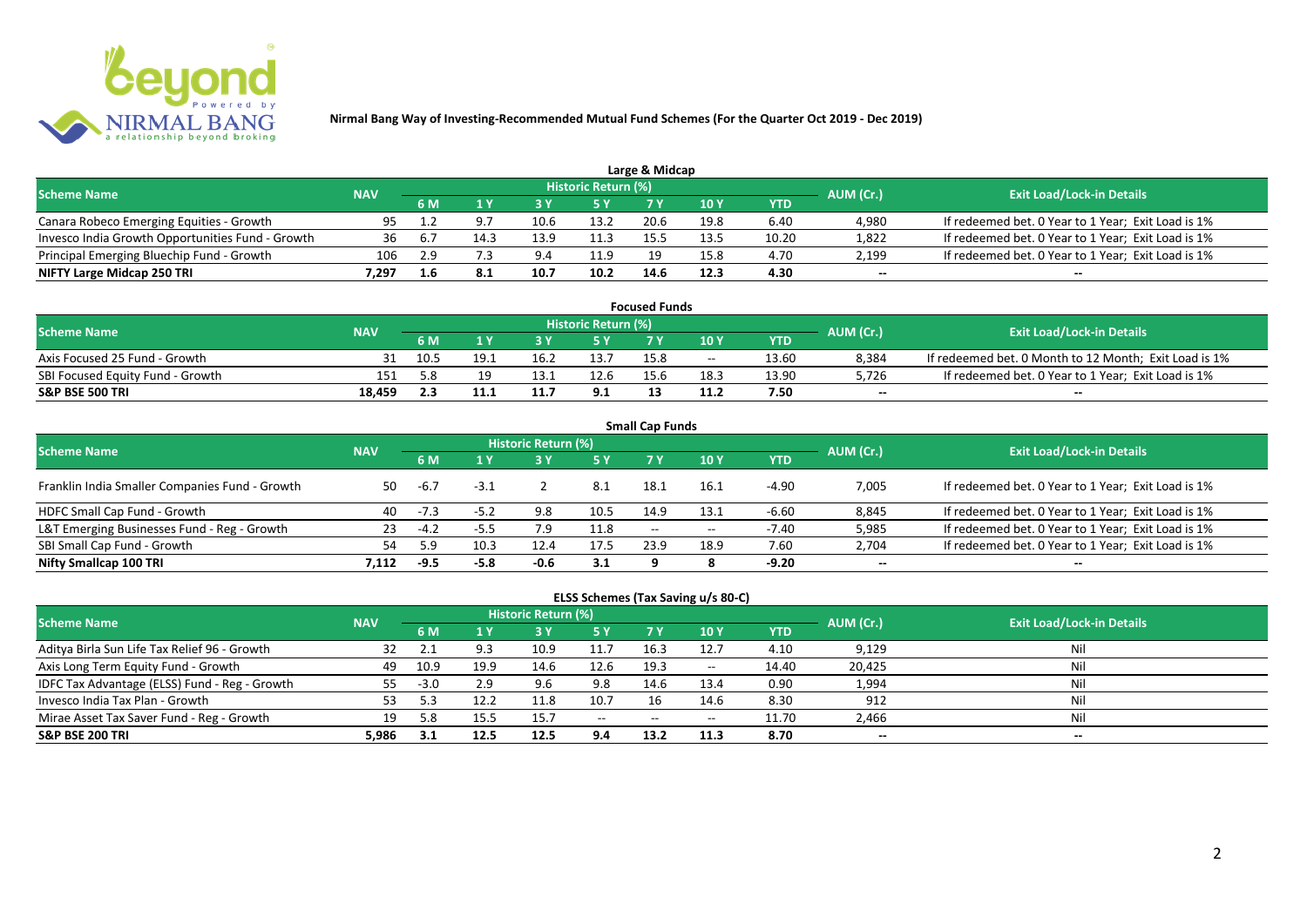**Nirmal Bang Way of Investing-Recommended Mutual Fund Schemes (For the Quarter Oct 2019 - Dec 2019)**

## Large & Midcap

| Scheme Name | NAV | Historic Return (%) | | | | | | | AUM (Cr.) | Exit Load/Lock-in Details |
|---|---|---|---|---|---|---|---|---|---|---|
| | | 6 M | 1 Y | 3 Y | 5 Y | 7 Y | 10 Y | YTD | | |
| Canara Robeco Emerging Equities - Growth | 95 | 1.2 | 9.7 | 10.6 | 13.2 | 20.6 | 19.8 | 6.40 | 4,980 | If redeemed bet. 0 Year to 1 Year; Exit Load is 1% |
| Invesco India Growth Opportunities Fund - Growth | 36 | 6.7 | 14.3 | 13.9 | 11.3 | 15.5 | 13.5 | 10.20 | 1,822 | If redeemed bet. 0 Year to 1 Year; Exit Load is 1% |
| Principal Emerging Bluechip Fund - Growth | 106 | 2.9 | 7.3 | 9.4 | 11.9 | 19 | 15.8 | 4.70 | 2,199 | If redeemed bet. 0 Year to 1 Year; Exit Load is 1% |
| **NIFTY Large Midcap 250 TRI** | **7,297** | **1.6** | **8.1** | **10.7** | **10.2** | **14.6** | **12.3** | **4.30** | **--** | **--** |

## Focused Funds

| Scheme Name | NAV | Historic Return (%) | | | | | | | AUM (Cr.) | Exit Load/Lock-in Details |
|---|---|---|---|---|---|---|---|---|---|---|
| | | 6 M | 1 Y | 3 Y | 5 Y | 7 Y | 10 Y | YTD | | |
| Axis Focused 25 Fund - Growth | 31 | 10.5 | 19.1 | 16.2 | 13.7 | 15.8 | -- | 13.60 | 8,384 | If redeemed bet. 0 Month to 12 Month; Exit Load is 1% |
| SBI Focused Equity Fund - Growth | 151 | 5.8 | 19 | 13.1 | 12.6 | 15.6 | 18.3 | 13.90 | 5,726 | If redeemed bet. 0 Year to 1 Year; Exit Load is 1% |
| **S&P BSE 500 TRI** | **18,459** | **2.3** | **11.1** | **11.7** | **9.1** | **13** | **11.2** | **7.50** | **--** | **--** |

## Small Cap Funds

| Scheme Name | NAV | Historic Return (%) | | | | | | | AUM (Cr.) | Exit Load/Lock-in Details |
|---|---|---|---|---|---|---|---|---|---|---|
| | | 6 M | 1 Y | 3 Y | 5 Y | 7 Y | 10 Y | YTD | | |
| Franklin India Smaller Companies Fund - Growth | 50 | -6.7 | -3.1 | 2 | 8.1 | 18.1 | 16.1 | -4.90 | 7,005 | If redeemed bet. 0 Year to 1 Year; Exit Load is 1% |
| HDFC Small Cap Fund - Growth | 40 | -7.3 | -5.2 | 9.8 | 10.5 | 14.9 | 13.1 | -6.60 | 8,845 | If redeemed bet. 0 Year to 1 Year; Exit Load is 1% |
| L&T Emerging Businesses Fund - Reg - Growth | 23 | -4.2 | -5.5 | 7.9 | 11.8 | -- | -- | -7.40 | 5,985 | If redeemed bet. 0 Year to 1 Year; Exit Load is 1% |
| SBI Small Cap Fund - Growth | 54 | 5.9 | 10.3 | 12.4 | 17.5 | 23.9 | 18.9 | 7.60 | 2,704 | If redeemed bet. 0 Year to 1 Year; Exit Load is 1% |
| **Nifty Smallcap 100 TRI** | **7,112** | **-9.5** | **-5.8** | **-0.6** | **3.1** | **9** | **8** | **-9.20** | **--** | **--** |

## ELSS Schemes (Tax Saving u/s 80-C)

| Scheme Name | NAV | Historic Return (%) | | | | | | | AUM (Cr.) | Exit Load/Lock-in Details |
|---|---|---|---|---|---|---|---|---|---|---|
| | | 6 M | 1 Y | 3 Y | 5 Y | 7 Y | 10 Y | YTD | | |
| Aditya Birla Sun Life Tax Relief 96 - Growth | 32 | 2.1 | 9.3 | 10.9 | 11.7 | 16.3 | 12.7 | 4.10 | 9,129 | Nil |
| Axis Long Term Equity Fund - Growth | 49 | 10.9 | 19.9 | 14.6 | 12.6 | 19.3 | -- | 14.40 | 20,425 | Nil |
| IDFC Tax Advantage (ELSS) Fund - Reg - Growth | 55 | -3.0 | 2.9 | 9.6 | 9.8 | 14.6 | 13.4 | 0.90 | 1,994 | Nil |
| Invesco India Tax Plan - Growth | 53 | 5.3 | 12.2 | 11.8 | 10.7 | 16 | 14.6 | 8.30 | 912 | Nil |
| Mirae Asset Tax Saver Fund - Reg - Growth | 19 | 5.8 | 15.5 | 15.7 | -- | -- | -- | 11.70 | 2,466 | Nil |
| **S&P BSE 200 TRI** | **5,986** | **3.1** | **12.5** | **12.5** | **9.4** | **13.2** | **11.3** | **8.70** | **--** | **--** |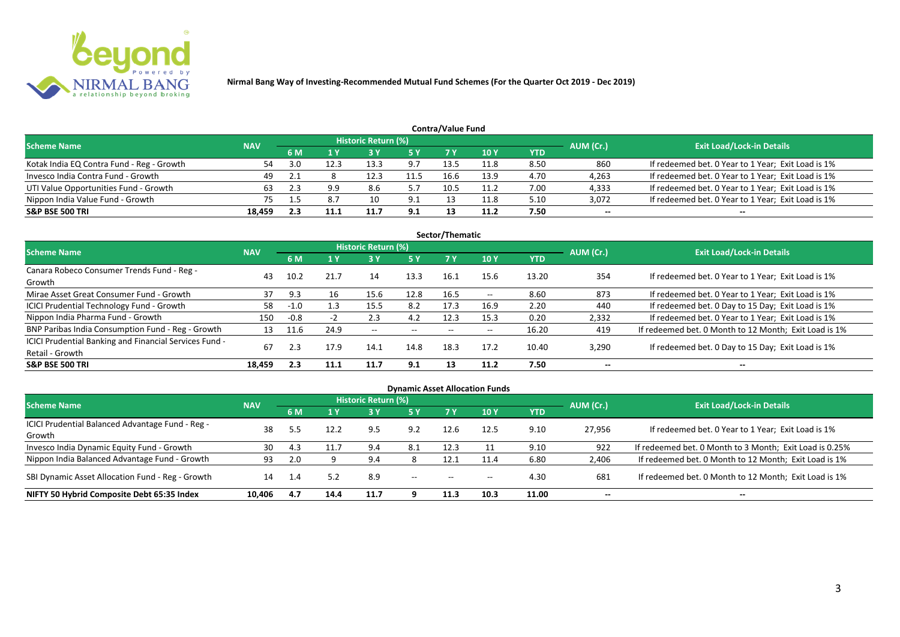**Nirmal Bang Way of Investing-Recommended Mutual Fund Schemes (For the Quarter Oct 2019 - Dec 2019)**

## Contra/Value Fund

| Scheme Name | NAV | Historic Return (%) | | | | | | | AUM (Cr.) | Exit Load/Lock-in Details |
|---|---|---|---|---|---|---|---|---|---|---|
| | | 6 M | 1 Y | 3 Y | 5 Y | 7 Y | 10 Y | YTD | | |
| Kotak India EQ Contra Fund - Reg - Growth | 54 | 3.0 | 12.3 | 13.3 | 9.7 | 13.5 | 11.8 | 8.50 | 860 | If redeemed bet. 0 Year to 1 Year; Exit Load is 1% |
| Invesco India Contra Fund - Growth | 49 | 2.1 | 8 | 12.3 | 11.5 | 16.6 | 13.9 | 4.70 | 4,263 | If redeemed bet. 0 Year to 1 Year; Exit Load is 1% |
| UTI Value Opportunities Fund - Growth | 63 | 2.3 | 9.9 | 8.6 | 5.7 | 10.5 | 11.2 | 7.00 | 4,333 | If redeemed bet. 0 Year to 1 Year; Exit Load is 1% |
| Nippon India Value Fund - Growth | 75 | 1.5 | 8.7 | 10 | 9.1 | 13 | 11.8 | 5.10 | 3,072 | If redeemed bet. 0 Year to 1 Year; Exit Load is 1% |
| **S&P BSE 500 TRI** | **18,459** | **2.3** | **11.1** | **11.7** | **9.1** | **13** | **11.2** | **7.50** | **--** | **--** |

## Sector/Thematic

| Scheme Name | NAV | Historic Return (%) | | | | | | | AUM (Cr.) | Exit Load/Lock-in Details |
|---|---|---|---|---|---|---|---|---|---|---|
| | | 6 M | 1 Y | 3 Y | 5 Y | 7 Y | 10 Y | YTD | | |
| Canara Robeco Consumer Trends Fund - Reg - Growth | 43 | 10.2 | 21.7 | 14 | 13.3 | 16.1 | 15.6 | 13.20 | 354 | If redeemed bet. 0 Year to 1 Year; Exit Load is 1% |
| Mirae Asset Great Consumer Fund - Growth | 37 | 9.3 | 16 | 15.6 | 12.8 | 16.5 | -- | 8.60 | 873 | If redeemed bet. 0 Year to 1 Year; Exit Load is 1% |
| ICICI Prudential Technology Fund - Growth | 58 | -1.0 | 1.3 | 15.5 | 8.2 | 17.3 | 16.9 | 2.20 | 440 | If redeemed bet. 0 Day to 15 Day; Exit Load is 1% |
| Nippon India Pharma Fund - Growth | 150 | -0.8 | -2 | 2.3 | 4.2 | 12.3 | 15.3 | 0.20 | 2,332 | If redeemed bet. 0 Year to 1 Year; Exit Load is 1% |
| BNP Paribas India Consumption Fund - Reg - Growth | 13 | 11.6 | 24.9 | -- | -- | -- | -- | 16.20 | 419 | If redeemed bet. 0 Month to 12 Month; Exit Load is 1% |
| ICICI Prudential Banking and Financial Services Fund - Retail - Growth | 67 | 2.3 | 17.9 | 14.1 | 14.8 | 18.3 | 17.2 | 10.40 | 3,290 | If redeemed bet. 0 Day to 15 Day; Exit Load is 1% |
| **S&P BSE 500 TRI** | **18,459** | **2.3** | **11.1** | **11.7** | **9.1** | **13** | **11.2** | **7.50** | **--** | **--** |

## Dynamic Asset Allocation Funds

| Scheme Name | NAV | Historic Return (%) | | | | | | | AUM (Cr.) | Exit Load/Lock-in Details |
|---|---|---|---|---|---|---|---|---|---|---|
| | | 6 M | 1 Y | 3 Y | 5 Y | 7 Y | 10 Y | YTD | | |
| ICICI Prudential Balanced Advantage Fund - Reg - Growth | 38 | 5.5 | 12.2 | 9.5 | 9.2 | 12.6 | 12.5 | 9.10 | 27,956 | If redeemed bet. 0 Year to 1 Year; Exit Load is 1% |
| Invesco India Dynamic Equity Fund - Growth | 30 | 4.3 | 11.7 | 9.4 | 8.1 | 12.3 | 11 | 9.10 | 922 | If redeemed bet. 0 Month to 3 Month; Exit Load is 0.25% |
| Nippon India Balanced Advantage Fund - Growth | 93 | 2.0 | 9 | 9.4 | 8 | 12.1 | 11.4 | 6.80 | 2,406 | If redeemed bet. 0 Month to 12 Month; Exit Load is 1% |
| SBI Dynamic Asset Allocation Fund - Reg - Growth | 14 | 1.4 | 5.2 | 8.9 | -- | -- | -- | 4.30 | 681 | If redeemed bet. 0 Month to 12 Month; Exit Load is 1% |
| **NIFTY 50 Hybrid Composite Debt 65:35 Index** | **10,406** | **4.7** | **14.4** | **11.7** | **9** | **11.3** | **10.3** | **11.00** | **--** | **--** |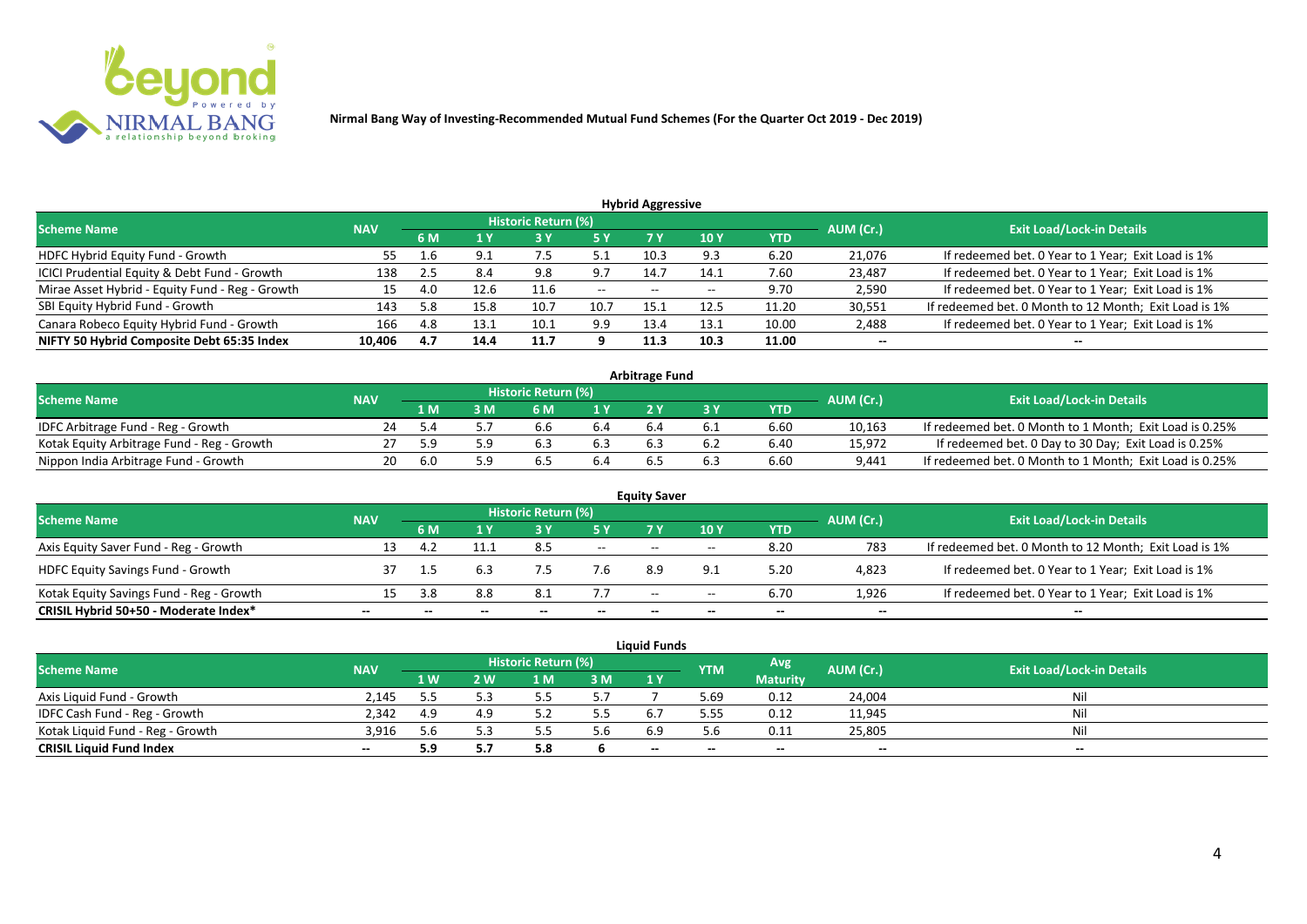Nirmal Bang Way of Investing-Recommended Mutual Fund Schemes (For the Quarter Oct 2019 - Dec 2019)

## Hybrid Aggressive

| Scheme Name | NAV | Historic Return (%) | | | | | | | AUM (Cr.) | Exit Load/Lock-in Details |
|---|---|---|---|---|---|---|---|---|---|---|
| | | 6 M | 1 Y | 3 Y | 5 Y | 7 Y | 10 Y | YTD | | |
| HDFC Hybrid Equity Fund - Growth | 55 | 1.6 | 9.1 | 7.5 | 5.1 | 10.3 | 9.3 | 6.20 | 21,076 | If redeemed bet. 0 Year to 1 Year; Exit Load is 1% |
| ICICI Prudential Equity & Debt Fund - Growth | 138 | 2.5 | 8.4 | 9.8 | 9.7 | 14.7 | 14.1 | 7.60 | 23,487 | If redeemed bet. 0 Year to 1 Year; Exit Load is 1% |
| Mirae Asset Hybrid - Equity Fund - Reg - Growth | 15 | 4.0 | 12.6 | 11.6 | -- | -- | -- | 9.70 | 2,590 | If redeemed bet. 0 Year to 1 Year; Exit Load is 1% |
| SBI Equity Hybrid Fund - Growth | 143 | 5.8 | 15.8 | 10.7 | 10.7 | 15.1 | 12.5 | 11.20 | 30,551 | If redeemed bet. 0 Month to 12 Month; Exit Load is 1% |
| Canara Robeco Equity Hybrid Fund - Growth | 166 | 4.8 | 13.1 | 10.1 | 9.9 | 13.4 | 13.1 | 10.00 | 2,488 | If redeemed bet. 0 Year to 1 Year; Exit Load is 1% |
| **NIFTY 50 Hybrid Composite Debt 65:35 Index** | **10,406** | **4.7** | **14.4** | **11.7** | **9** | **11.3** | **10.3** | **11.00** | **--** | **--** |

## Arbitrage Fund

| Scheme Name | NAV | Historic Return (%) | | | | | | | AUM (Cr.) | Exit Load/Lock-in Details |
|---|---|---|---|---|---|---|---|---|---|---|
| | | 1 M | 3 M | 6 M | 1 Y | 2 Y | 3 Y | YTD | | |
| IDFC Arbitrage Fund - Reg - Growth | 24 | 5.4 | 5.7 | 6.6 | 6.4 | 6.4 | 6.1 | 6.60 | 10,163 | If redeemed bet. 0 Month to 1 Month; Exit Load is 0.25% |
| Kotak Equity Arbitrage Fund - Reg - Growth | 27 | 5.9 | 5.9 | 6.3 | 6.3 | 6.3 | 6.2 | 6.40 | 15,972 | If redeemed bet. 0 Day to 30 Day; Exit Load is 0.25% |
| Nippon India Arbitrage Fund - Growth | 20 | 6.0 | 5.9 | 6.5 | 6.4 | 6.5 | 6.3 | 6.60 | 9,441 | If redeemed bet. 0 Month to 1 Month; Exit Load is 0.25% |

## Equity Saver

| Scheme Name | NAV | Historic Return (%) | | | | | | | AUM (Cr.) | Exit Load/Lock-in Details |
|---|---|---|---|---|---|---|---|---|---|---|
| | | 6 M | 1 Y | 3 Y | 5 Y | 7 Y | 10 Y | YTD | | |
| Axis Equity Saver Fund - Reg - Growth | 13 | 4.2 | 11.1 | 8.5 | -- | -- | -- | 8.20 | 783 | If redeemed bet. 0 Month to 12 Month; Exit Load is 1% |
| HDFC Equity Savings Fund - Growth | 37 | 1.5 | 6.3 | 7.5 | 7.6 | 8.9 | 9.1 | 5.20 | 4,823 | If redeemed bet. 0 Year to 1 Year; Exit Load is 1% |
| Kotak Equity Savings Fund - Reg - Growth | 15 | 3.8 | 8.8 | 8.1 | 7.7 | -- | -- | 6.70 | 1,926 | If redeemed bet. 0 Year to 1 Year; Exit Load is 1% |
| **CRISIL Hybrid 50+50 - Moderate Index*** | **--** | **--** | **--** | **--** | **--** | **--** | **--** | **--** | **--** | **--** |

## Liquid Funds

| Scheme Name | NAV | Historic Return (%) | | | | | YTM | Avg Maturity | AUM (Cr.) | Exit Load/Lock-in Details |
|---|---|---|---|---|---|---|---|---|---|---|
| | | 1 W | 2 W | 1 M | 3 M | 1 Y | | | | |
| Axis Liquid Fund - Growth | 2,145 | 5.5 | 5.3 | 5.5 | 5.7 | 7 | 5.69 | 0.12 | 24,004 | Nil |
| IDFC Cash Fund - Reg - Growth | 2,342 | 4.9 | 4.9 | 5.2 | 5.5 | 6.7 | 5.55 | 0.12 | 11,945 | Nil |
| Kotak Liquid Fund - Reg - Growth | 3,916 | 5.6 | 5.3 | 5.5 | 5.6 | 6.9 | 5.6 | 0.11 | 25,805 | Nil |
| **CRISIL Liquid Fund Index** | **--** | **5.9** | **5.7** | **5.8** | **6** | **--** | **--** | **--** | **--** | **--** |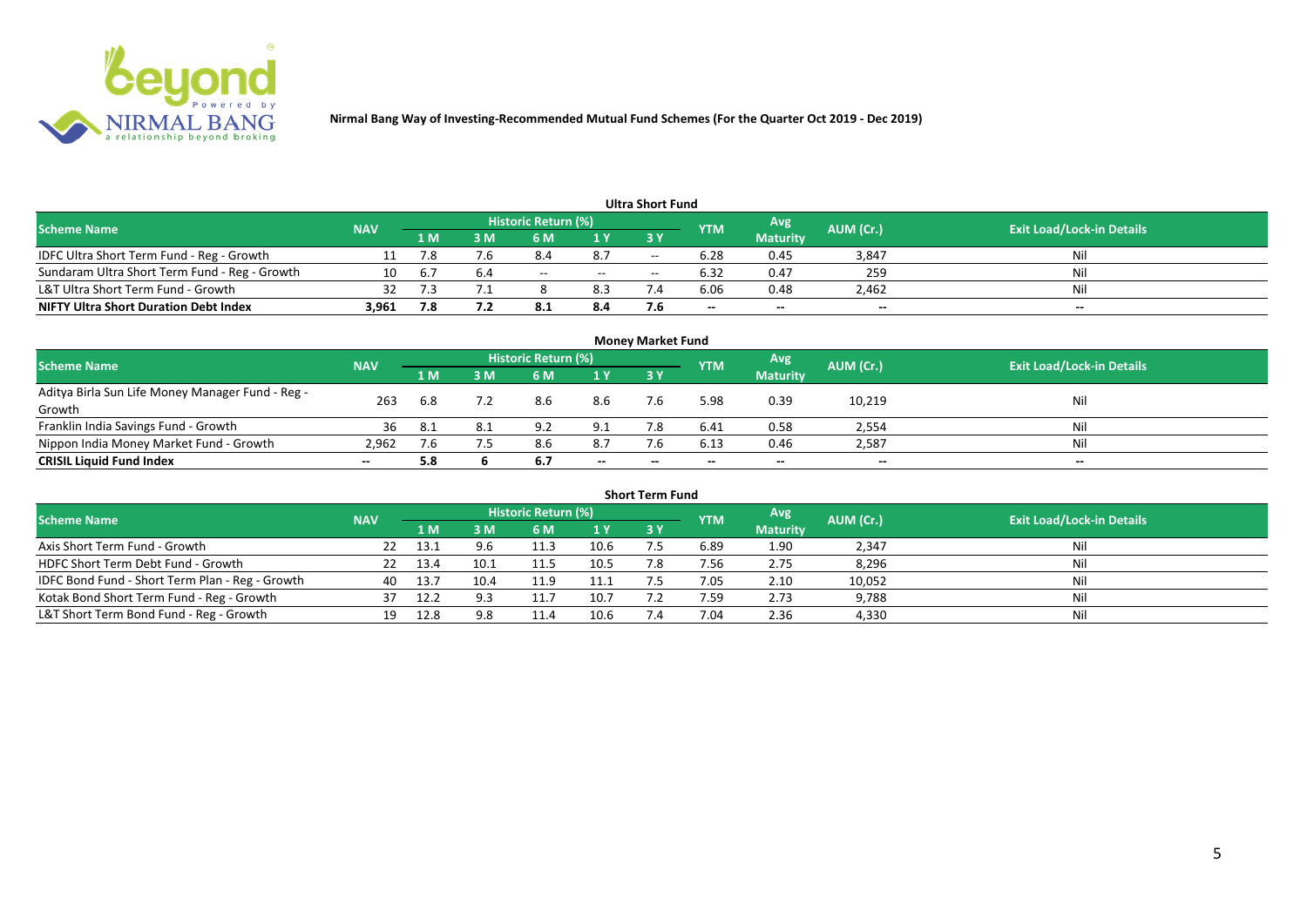**Nirmal Bang Way of Investing-Recommended Mutual Fund Schemes (For the Quarter Oct 2019 - Dec 2019)**

## Ultra Short Fund

| Scheme Name | NAV | Historic Return (%) | | | | | YTM | Avg Maturity | AUM (Cr.) | Exit Load/Lock-in Details |
|---|---|---|---|---|---|---|---|---|---|---|
| | | 1 M | 3 M | 6 M | 1 Y | 3 Y | | | | |
| IDFC Ultra Short Term Fund - Reg - Growth | 11 | 7.8 | 7.6 | 8.4 | 8.7 | -- | 6.28 | 0.45 | 3,847 | Nil |
| Sundaram Ultra Short Term Fund - Reg - Growth | 10 | 6.7 | 6.4 | -- | -- | -- | 6.32 | 0.47 | 259 | Nil |
| L&T Ultra Short Term Fund - Growth | 32 | 7.3 | 7.1 | 8 | 8.3 | 7.4 | 6.06 | 0.48 | 2,462 | Nil |
| **NIFTY Ultra Short Duration Debt Index** | **3,961** | **7.8** | **7.2** | **8.1** | **8.4** | **7.6** | **--** | **--** | **--** | **--** |

## Money Market Fund

| Scheme Name | NAV | Historic Return (%) | | | | | YTM | Avg Maturity | AUM (Cr.) | Exit Load/Lock-in Details |
|---|---|---|---|---|---|---|---|---|---|---|
| | | 1 M | 3 M | 6 M | 1 Y | 3 Y | | | | |
| Aditya Birla Sun Life Money Manager Fund - Reg - Growth | 263 | 6.8 | 7.2 | 8.6 | 8.6 | 7.6 | 5.98 | 0.39 | 10,219 | Nil |
| Franklin India Savings Fund - Growth | 36 | 8.1 | 8.1 | 9.2 | 9.1 | 7.8 | 6.41 | 0.58 | 2,554 | Nil |
| Nippon India Money Market Fund - Growth | 2,962 | 7.6 | 7.5 | 8.6 | 8.7 | 7.6 | 6.13 | 0.46 | 2,587 | Nil |
| **CRISIL Liquid Fund Index** | **--** | **5.8** | **6** | **6.7** | **--** | **--** | **--** | **--** | **--** | **--** |

## Short Term Fund

| Scheme Name | NAV | Historic Return (%) | | | | | YTM | Avg Maturity | AUM (Cr.) | Exit Load/Lock-in Details |
|---|---|---|---|---|---|---|---|---|---|---|
| | | 1 M | 3 M | 6 M | 1 Y | 3 Y | | | | |
| Axis Short Term Fund - Growth | 22 | 13.1 | 9.6 | 11.3 | 10.6 | 7.5 | 6.89 | 1.90 | 2,347 | Nil |
| HDFC Short Term Debt Fund - Growth | 22 | 13.4 | 10.1 | 11.5 | 10.5 | 7.8 | 7.56 | 2.75 | 8,296 | Nil |
| IDFC Bond Fund - Short Term Plan - Reg - Growth | 40 | 13.7 | 10.4 | 11.9 | 11.1 | 7.5 | 7.05 | 2.10 | 10,052 | Nil |
| Kotak Bond Short Term Fund - Reg - Growth | 37 | 12.2 | 9.3 | 11.7 | 10.7 | 7.2 | 7.59 | 2.73 | 9,788 | Nil |
| L&T Short Term Bond Fund - Reg - Growth | 19 | 12.8 | 9.8 | 11.4 | 10.6 | 7.4 | 7.04 | 2.36 | 4,330 | Nil |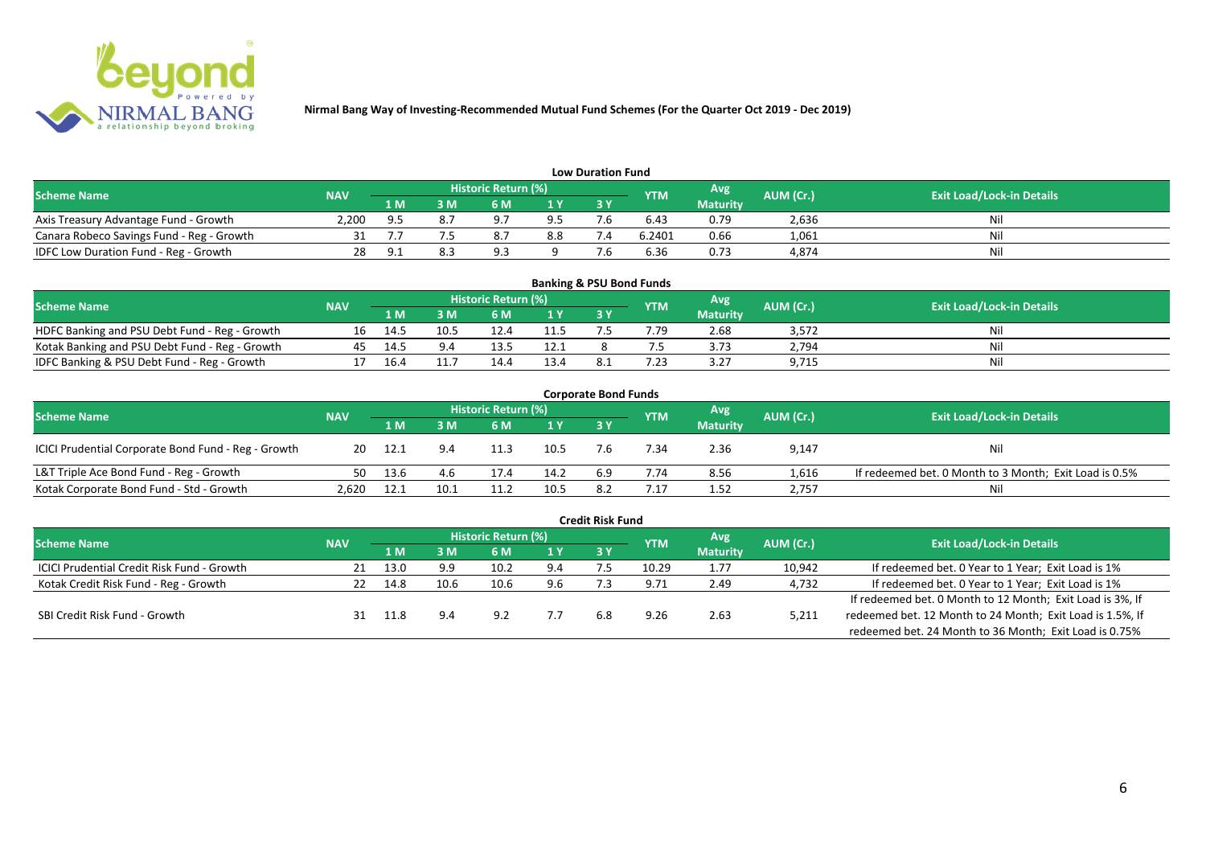**Nirmal Bang Way of Investing-Recommended Mutual Fund Schemes (For the Quarter Oct 2019 - Dec 2019)**

## Low Duration Fund

| Scheme Name | NAV | Historic Return (%) | | | | | YTM | Avg Maturity | AUM (Cr.) | Exit Load/Lock-in Details |
|---|---|---|---|---|---|---|---|---|---|---|
| | | 1 M | 3 M | 6 M | 1 Y | 3 Y | | | | |
| Axis Treasury Advantage Fund - Growth | 2,200 | 9.5 | 8.7 | 9.7 | 9.5 | 7.6 | 6.43 | 0.79 | 2,636 | Nil |
| Canara Robeco Savings Fund - Reg - Growth | 31 | 7.7 | 7.5 | 8.7 | 8.8 | 7.4 | 6.2401 | 0.66 | 1,061 | Nil |
| IDFC Low Duration Fund - Reg - Growth | 28 | 9.1 | 8.3 | 9.3 | 9 | 7.6 | 6.36 | 0.73 | 4,874 | Nil |

## Banking & PSU Bond Funds

| Scheme Name | NAV | Historic Return (%) | | | | | YTM | Avg Maturity | AUM (Cr.) | Exit Load/Lock-in Details |
|---|---|---|---|---|---|---|---|---|---|---|
| | | 1 M | 3 M | 6 M | 1 Y | 3 Y | | | | |
| HDFC Banking and PSU Debt Fund - Reg - Growth | 16 | 14.5 | 10.5 | 12.4 | 11.5 | 7.5 | 7.79 | 2.68 | 3,572 | Nil |
| Kotak Banking and PSU Debt Fund - Reg - Growth | 45 | 14.5 | 9.4 | 13.5 | 12.1 | 8 | 7.5 | 3.73 | 2,794 | Nil |
| IDFC Banking & PSU Debt Fund - Reg - Growth | 17 | 16.4 | 11.7 | 14.4 | 13.4 | 8.1 | 7.23 | 3.27 | 9,715 | Nil |

## Corporate Bond Funds

| Scheme Name | NAV | Historic Return (%) | | | | | YTM | Avg Maturity | AUM (Cr.) | Exit Load/Lock-in Details |
|---|---|---|---|---|---|---|---|---|---|---|
| | | 1 M | 3 M | 6 M | 1 Y | 3 Y | | | | |
| ICICI Prudential Corporate Bond Fund - Reg - Growth | 20 | 12.1 | 9.4 | 11.3 | 10.5 | 7.6 | 7.34 | 2.36 | 9,147 | Nil |
| L&T Triple Ace Bond Fund - Reg - Growth | 50 | 13.6 | 4.6 | 17.4 | 14.2 | 6.9 | 7.74 | 8.56 | 1,616 | If redeemed bet. 0 Month to 3 Month; Exit Load is 0.5% |
| Kotak Corporate Bond Fund - Std - Growth | 2,620 | 12.1 | 10.1 | 11.2 | 10.5 | 8.2 | 7.17 | 1.52 | 2,757 | Nil |

## Credit Risk Fund

| Scheme Name | NAV | Historic Return (%) | | | | | YTM | Avg Maturity | AUM (Cr.) | Exit Load/Lock-in Details |
|---|---|---|---|---|---|---|---|---|---|---|
| | | 1 M | 3 M | 6 M | 1 Y | 3 Y | | | | |
| ICICI Prudential Credit Risk Fund - Growth | 21 | 13.0 | 9.9 | 10.2 | 9.4 | 7.5 | 10.29 | 1.77 | 10,942 | If redeemed bet. 0 Year to 1 Year; Exit Load is 1% |
| Kotak Credit Risk Fund - Reg - Growth | 22 | 14.8 | 10.6 | 10.6 | 9.6 | 7.3 | 9.71 | 2.49 | 4,732 | If redeemed bet. 0 Year to 1 Year; Exit Load is 1% |
| SBI Credit Risk Fund - Growth | 31 | 11.8 | 9.4 | 9.2 | 7.7 | 6.8 | 9.26 | 2.63 | 5,211 | If redeemed bet. 0 Month to 12 Month; Exit Load is 3%, If redeemed bet. 12 Month to 24 Month; Exit Load is 1.5%, If redeemed bet. 24 Month to 36 Month; Exit Load is 0.75% |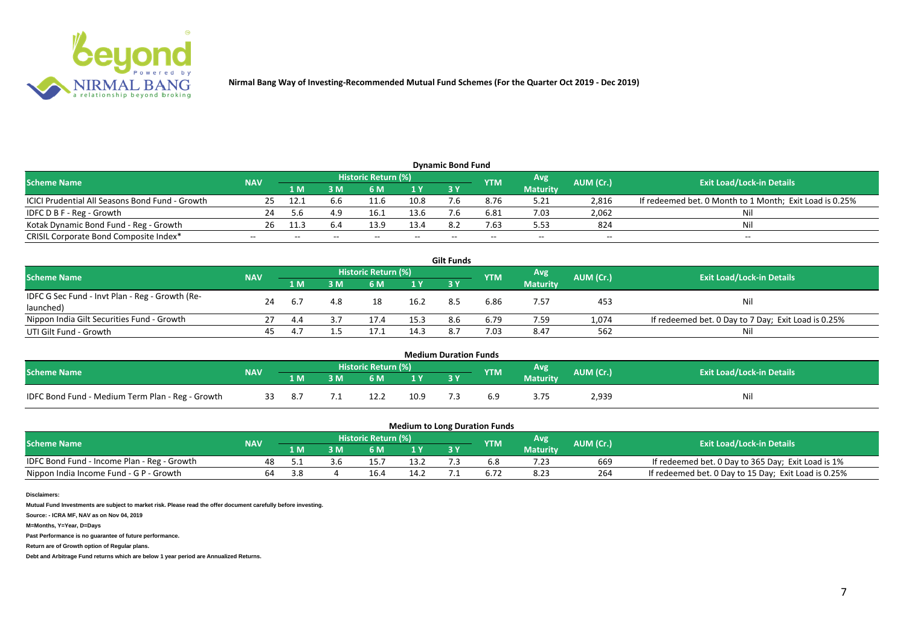Nirmal Bang Way of Investing-Recommended Mutual Fund Schemes (For the Quarter Oct 2019 - Dec 2019)

## Dynamic Bond Fund

| Scheme Name | NAV | Historic Return (%) | | | | | YTM | Avg Maturity | AUM (Cr.) | Exit Load/Lock-in Details |
|---|---|---|---|---|---|---|---|---|---|---|
| | | 1 M | 3 M | 6 M | 1 Y | 3 Y | | | | |
| ICICI Prudential All Seasons Bond Fund - Growth | 25 | 12.1 | 6.6 | 11.6 | 10.8 | 7.6 | 8.76 | 5.21 | 2,816 | If redeemed bet. 0 Month to 1 Month; Exit Load is 0.25% |
| IDFC D B F - Reg - Growth | 24 | 5.6 | 4.9 | 16.1 | 13.6 | 7.6 | 6.81 | 7.03 | 2,062 | Nil |
| Kotak Dynamic Bond Fund - Reg - Growth | 26 | 11.3 | 6.4 | 13.9 | 13.4 | 8.2 | 7.63 | 5.53 | 824 | Nil |
| CRISIL Corporate Bond Composite Index* | -- | -- | -- | -- | -- | -- | -- | -- | -- | -- |

## Gilt Funds

| Scheme Name | NAV | Historic Return (%) | | | | | YTM | Avg Maturity | AUM (Cr.) | Exit Load/Lock-in Details |
|---|---|---|---|---|---|---|---|---|---|---|
| | | 1 M | 3 M | 6 M | 1 Y | 3 Y | | | | |
| IDFC G Sec Fund - Invt Plan - Reg - Growth (Re-launched) | 24 | 6.7 | 4.8 | 18 | 16.2 | 8.5 | 6.86 | 7.57 | 453 | Nil |
| Nippon India Gilt Securities Fund - Growth | 27 | 4.4 | 3.7 | 17.4 | 15.3 | 8.6 | 6.79 | 7.59 | 1,074 | If redeemed bet. 0 Day to 7 Day; Exit Load is 0.25% |
| UTI Gilt Fund - Growth | 45 | 4.7 | 1.5 | 17.1 | 14.3 | 8.7 | 7.03 | 8.47 | 562 | Nil |

## Medium Duration Funds

| Scheme Name | NAV | Historic Return (%) | | | | | YTM | Avg Maturity | AUM (Cr.) | Exit Load/Lock-in Details |
|---|---|---|---|---|---|---|---|---|---|---|
| | | 1 M | 3 M | 6 M | 1 Y | 3 Y | | | | |
| IDFC Bond Fund - Medium Term Plan - Reg - Growth | 33 | 8.7 | 7.1 | 12.2 | 10.9 | 7.3 | 6.9 | 3.75 | 2,939 | Nil |

## Medium to Long Duration Funds

| Scheme Name | NAV | Historic Return (%) | | | | | YTM | Avg Maturity | AUM (Cr.) | Exit Load/Lock-in Details |
|---|---|---|---|---|---|---|---|---|---|---|
| | | 1 M | 3 M | 6 M | 1 Y | 3 Y | | | | |
| IDFC Bond Fund - Income Plan - Reg - Growth | 48 | 5.1 | 3.6 | 15.7 | 13.2 | 7.3 | 6.8 | 7.23 | 669 | If redeemed bet. 0 Day to 365 Day; Exit Load is 1% |
| Nippon India Income Fund - G P - Growth | 64 | 3.8 | 4 | 16.4 | 14.2 | 7.1 | 6.72 | 8.23 | 264 | If redeemed bet. 0 Day to 15 Day; Exit Load is 0.25% |

**Disclaimers:**

**Mutual Fund Investments are subject to market risk. Please read the offer document carefully before investing.**

**Source: - ICRA MF, NAV as on Nov 04, 2019**

**M=Months, Y=Year, D=Days**

**Past Performance is no guarantee of future performance.**

**Return are of Growth option of Regular plans.**

**Debt and Arbitrage Fund returns which are below 1 year period are Annualized Returns.**